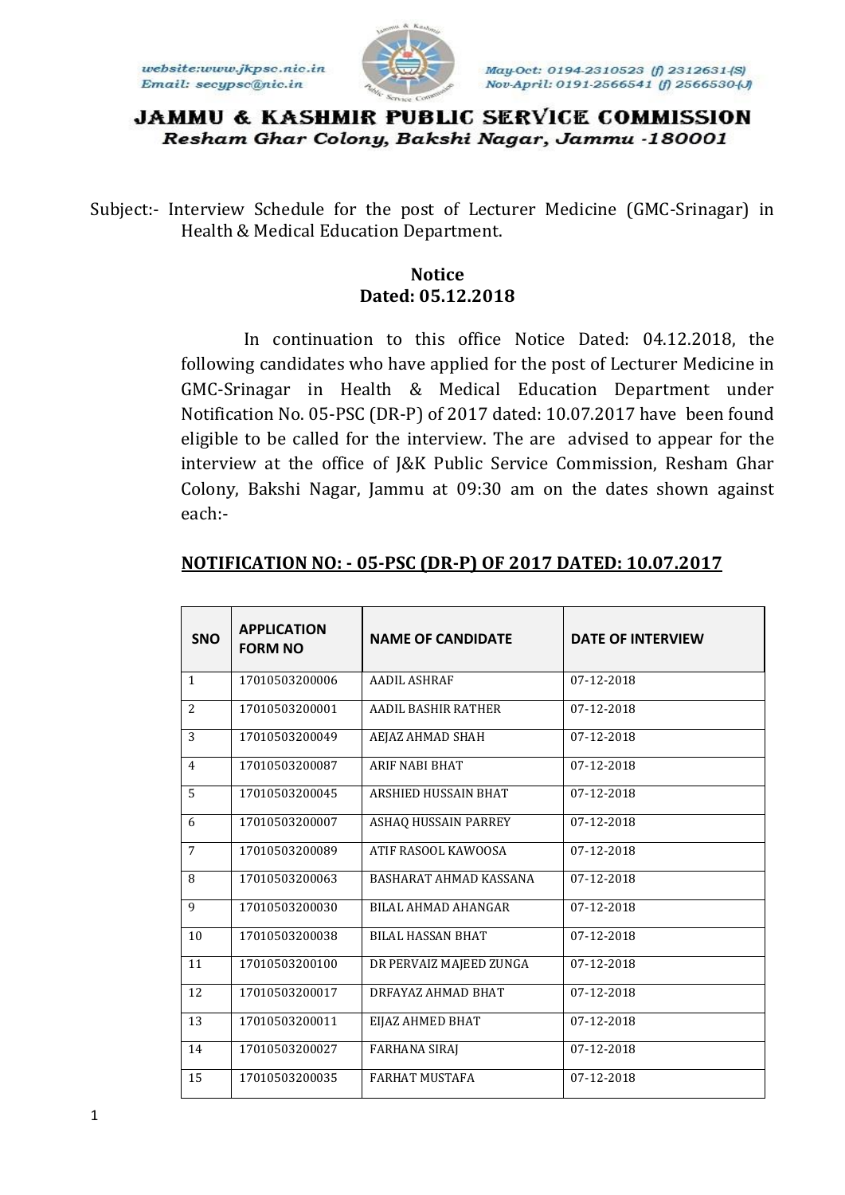website:www.jkpsc.nic.in
Email: secypsc@nic.in

May-Oct: 0194-2310523 (f) 2312631-(S)
Nov-April: 0191-2566541 (f) 2566530-(J)

# JAMMU & KASHMIR PUBLIC SERVICE COMMISSION

*Resham Ghar Colony, Bakshi Nagar, Jammu -180001*

Subject:- Interview Schedule for the post of Lecturer Medicine (GMC-Srinagar) in Health & Medical Education Department.

**Notice**
**Dated: 05.12.2018**

In continuation to this office Notice Dated: 04.12.2018, the following candidates who have applied for the post of Lecturer Medicine in GMC-Srinagar in Health & Medical Education Department under Notification No. 05-PSC (DR-P) of 2017 dated: 10.07.2017 have been found eligible to be called for the interview. The are advised to appear for the interview at the office of J&K Public Service Commission, Resham Ghar Colony, Bakshi Nagar, Jammu at 09:30 am on the dates shown against each:-

**NOTIFICATION NO: - 05-PSC (DR-P) OF 2017 DATED: 10.07.2017**

| SNO | APPLICATION FORM NO | NAME OF CANDIDATE | DATE OF INTERVIEW |
|---|---|---|---|
| 1 | 17010503200006 | AADIL ASHRAF | 07-12-2018 |
| 2 | 17010503200001 | AADIL BASHIR RATHER | 07-12-2018 |
| 3 | 17010503200049 | AEJAZ AHMAD SHAH | 07-12-2018 |
| 4 | 17010503200087 | ARIF NABI BHAT | 07-12-2018 |
| 5 | 17010503200045 | ARSHIED HUSSAIN BHAT | 07-12-2018 |
| 6 | 17010503200007 | ASHAQ HUSSAIN PARREY | 07-12-2018 |
| 7 | 17010503200089 | ATIF RASOOL KAWOOSA | 07-12-2018 |
| 8 | 17010503200063 | BASHARAT AHMAD KASSANA | 07-12-2018 |
| 9 | 17010503200030 | BILAL AHMAD AHANGAR | 07-12-2018 |
| 10 | 17010503200038 | BILAL HASSAN BHAT | 07-12-2018 |
| 11 | 17010503200100 | DR PERVAIZ MAJEED ZUNGA | 07-12-2018 |
| 12 | 17010503200017 | DRFAYAZ AHMAD BHAT | 07-12-2018 |
| 13 | 17010503200011 | EIJAZ AHMED BHAT | 07-12-2018 |
| 14 | 17010503200027 | FARHANA SIRAJ | 07-12-2018 |
| 15 | 17010503200035 | FARHAT MUSTAFA | 07-12-2018 |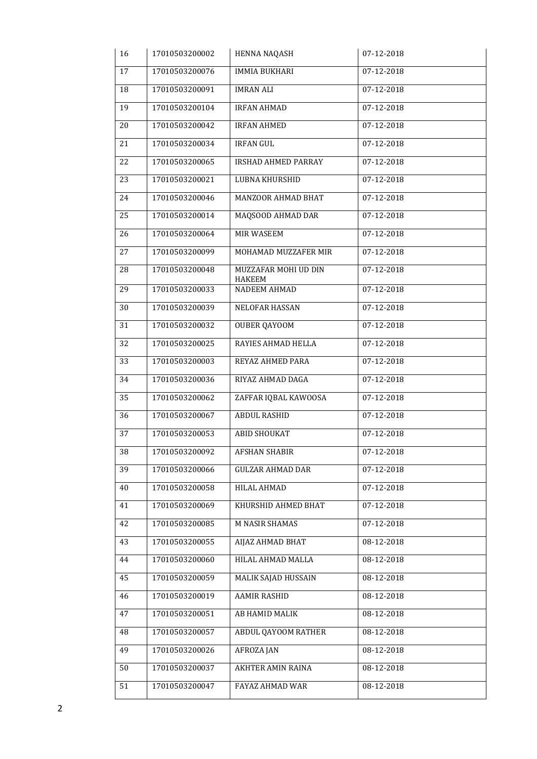| 16 | 17010503200002 | HENNA NAQASH | 07-12-2018 |
|---|---|---|---|
| 17 | 17010503200076 | IMMIA BUKHARI | 07-12-2018 |
| 18 | 17010503200091 | IMRAN ALI | 07-12-2018 |
| 19 | 17010503200104 | IRFAN AHMAD | 07-12-2018 |
| 20 | 17010503200042 | IRFAN AHMED | 07-12-2018 |
| 21 | 17010503200034 | IRFAN GUL | 07-12-2018 |
| 22 | 17010503200065 | IRSHAD AHMED PARRAY | 07-12-2018 |
| 23 | 17010503200021 | LUBNA KHURSHID | 07-12-2018 |
| 24 | 17010503200046 | MANZOOR AHMAD BHAT | 07-12-2018 |
| 25 | 17010503200014 | MAQSOOD AHMAD DAR | 07-12-2018 |
| 26 | 17010503200064 | MIR WASEEM | 07-12-2018 |
| 27 | 17010503200099 | MOHAMAD MUZZAFER MIR | 07-12-2018 |
| 28 | 17010503200048 | MUZZAFAR MOHI UD DIN HAKEEM | 07-12-2018 |
| 29 | 17010503200033 | NADEEM AHMAD | 07-12-2018 |
| 30 | 17010503200039 | NELOFAR HASSAN | 07-12-2018 |
| 31 | 17010503200032 | OUBER QAYOOM | 07-12-2018 |
| 32 | 17010503200025 | RAYIES AHMAD HELLA | 07-12-2018 |
| 33 | 17010503200003 | REYAZ AHMED PARA | 07-12-2018 |
| 34 | 17010503200036 | RIYAZ AHMAD DAGA | 07-12-2018 |
| 35 | 17010503200062 | ZAFFAR IQBAL KAWOOSA | 07-12-2018 |
| 36 | 17010503200067 | ABDUL RASHID | 07-12-2018 |
| 37 | 17010503200053 | ABID SHOUKAT | 07-12-2018 |
| 38 | 17010503200092 | AFSHAN SHABIR | 07-12-2018 |
| 39 | 17010503200066 | GULZAR AHMAD DAR | 07-12-2018 |
| 40 | 17010503200058 | HILAL AHMAD | 07-12-2018 |
| 41 | 17010503200069 | KHURSHID AHMED BHAT | 07-12-2018 |
| 42 | 17010503200085 | M NASIR SHAMAS | 07-12-2018 |
| 43 | 17010503200055 | AIJAZ AHMAD BHAT | 08-12-2018 |
| 44 | 17010503200060 | HILAL AHMAD MALLA | 08-12-2018 |
| 45 | 17010503200059 | MALIK SAJAD HUSSAIN | 08-12-2018 |
| 46 | 17010503200019 | AAMIR RASHID | 08-12-2018 |
| 47 | 17010503200051 | AB HAMID MALIK | 08-12-2018 |
| 48 | 17010503200057 | ABDUL QAYOOM RATHER | 08-12-2018 |
| 49 | 17010503200026 | AFROZA JAN | 08-12-2018 |
| 50 | 17010503200037 | AKHTER AMIN RAINA | 08-12-2018 |
| 51 | 17010503200047 | FAYAZ AHMAD WAR | 08-12-2018 |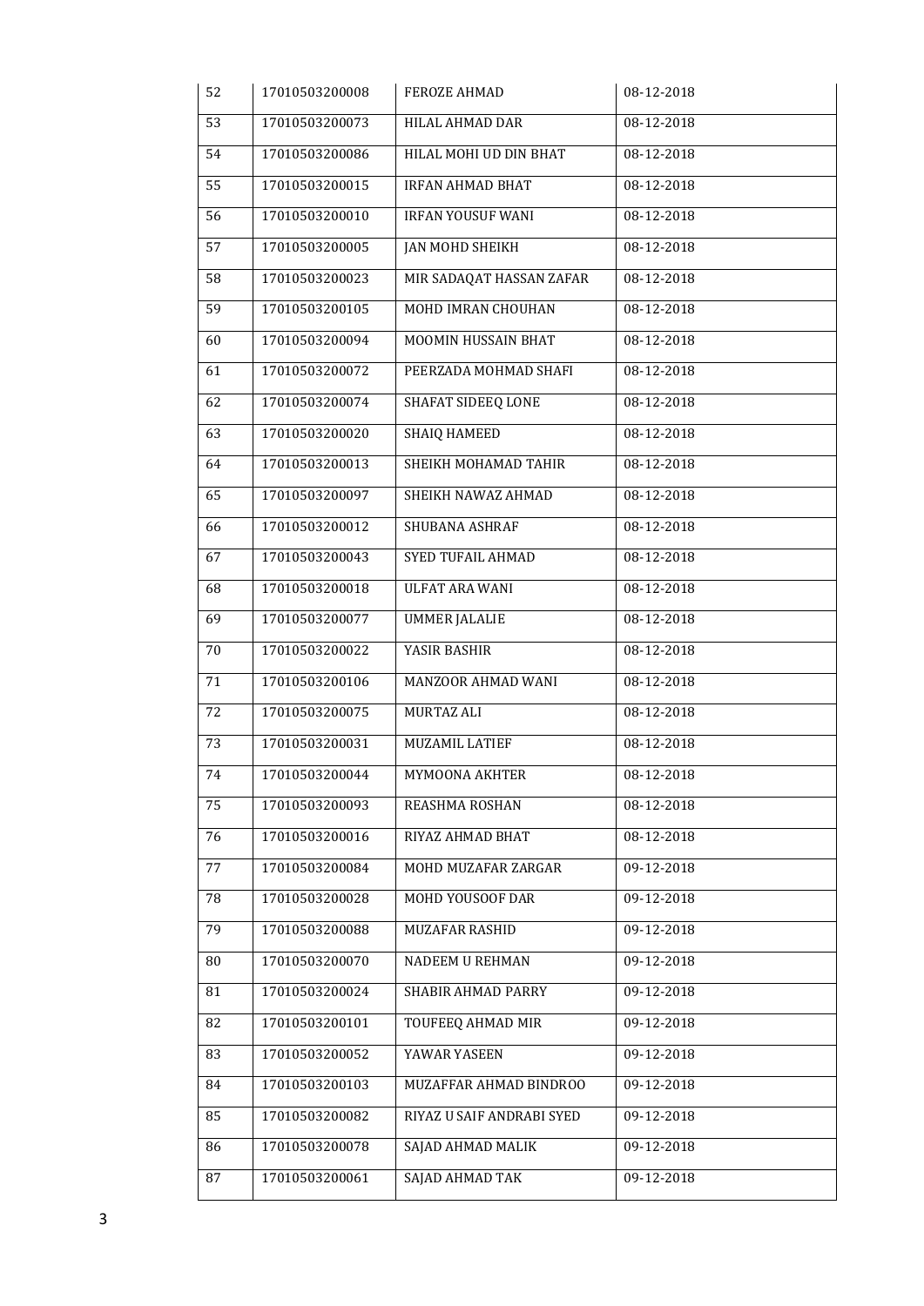| 52 | 17010503200008 | FEROZE AHMAD | 08-12-2018 |
|---|---|---|---|
| 53 | 17010503200073 | HILAL AHMAD DAR | 08-12-2018 |
| 54 | 17010503200086 | HILAL MOHI UD DIN BHAT | 08-12-2018 |
| 55 | 17010503200015 | IRFAN AHMAD BHAT | 08-12-2018 |
| 56 | 17010503200010 | IRFAN YOUSUF WANI | 08-12-2018 |
| 57 | 17010503200005 | JAN MOHD SHEIKH | 08-12-2018 |
| 58 | 17010503200023 | MIR SADAQAT HASSAN ZAFAR | 08-12-2018 |
| 59 | 17010503200105 | MOHD IMRAN CHOUHAN | 08-12-2018 |
| 60 | 17010503200094 | MOOMIN HUSSAIN BHAT | 08-12-2018 |
| 61 | 17010503200072 | PEERZADA MOHMAD SHAFI | 08-12-2018 |
| 62 | 17010503200074 | SHAFAT SIDEEQ LONE | 08-12-2018 |
| 63 | 17010503200020 | SHAIQ HAMEED | 08-12-2018 |
| 64 | 17010503200013 | SHEIKH MOHAMAD TAHIR | 08-12-2018 |
| 65 | 17010503200097 | SHEIKH NAWAZ AHMAD | 08-12-2018 |
| 66 | 17010503200012 | SHUBANA ASHRAF | 08-12-2018 |
| 67 | 17010503200043 | SYED TUFAIL AHMAD | 08-12-2018 |
| 68 | 17010503200018 | ULFAT ARA WANI | 08-12-2018 |
| 69 | 17010503200077 | UMMER JALALIE | 08-12-2018 |
| 70 | 17010503200022 | YASIR BASHIR | 08-12-2018 |
| 71 | 17010503200106 | MANZOOR AHMAD WANI | 08-12-2018 |
| 72 | 17010503200075 | MURTAZ ALI | 08-12-2018 |
| 73 | 17010503200031 | MUZAMIL LATIEF | 08-12-2018 |
| 74 | 17010503200044 | MYMOONA AKHTER | 08-12-2018 |
| 75 | 17010503200093 | REASHMA ROSHAN | 08-12-2018 |
| 76 | 17010503200016 | RIYAZ AHMAD BHAT | 08-12-2018 |
| 77 | 17010503200084 | MOHD MUZAFAR ZARGAR | 09-12-2018 |
| 78 | 17010503200028 | MOHD YOUSOOF DAR | 09-12-2018 |
| 79 | 17010503200088 | MUZAFAR RASHID | 09-12-2018 |
| 80 | 17010503200070 | NADEEM U REHMAN | 09-12-2018 |
| 81 | 17010503200024 | SHABIR AHMAD PARRY | 09-12-2018 |
| 82 | 17010503200101 | TOUFEEQ AHMAD MIR | 09-12-2018 |
| 83 | 17010503200052 | YAWAR YASEEN | 09-12-2018 |
| 84 | 17010503200103 | MUZAFFAR AHMAD BINDROO | 09-12-2018 |
| 85 | 17010503200082 | RIYAZ U SAIF ANDRABI SYED | 09-12-2018 |
| 86 | 17010503200078 | SAJAD AHMAD MALIK | 09-12-2018 |
| 87 | 17010503200061 | SAJAD AHMAD TAK | 09-12-2018 |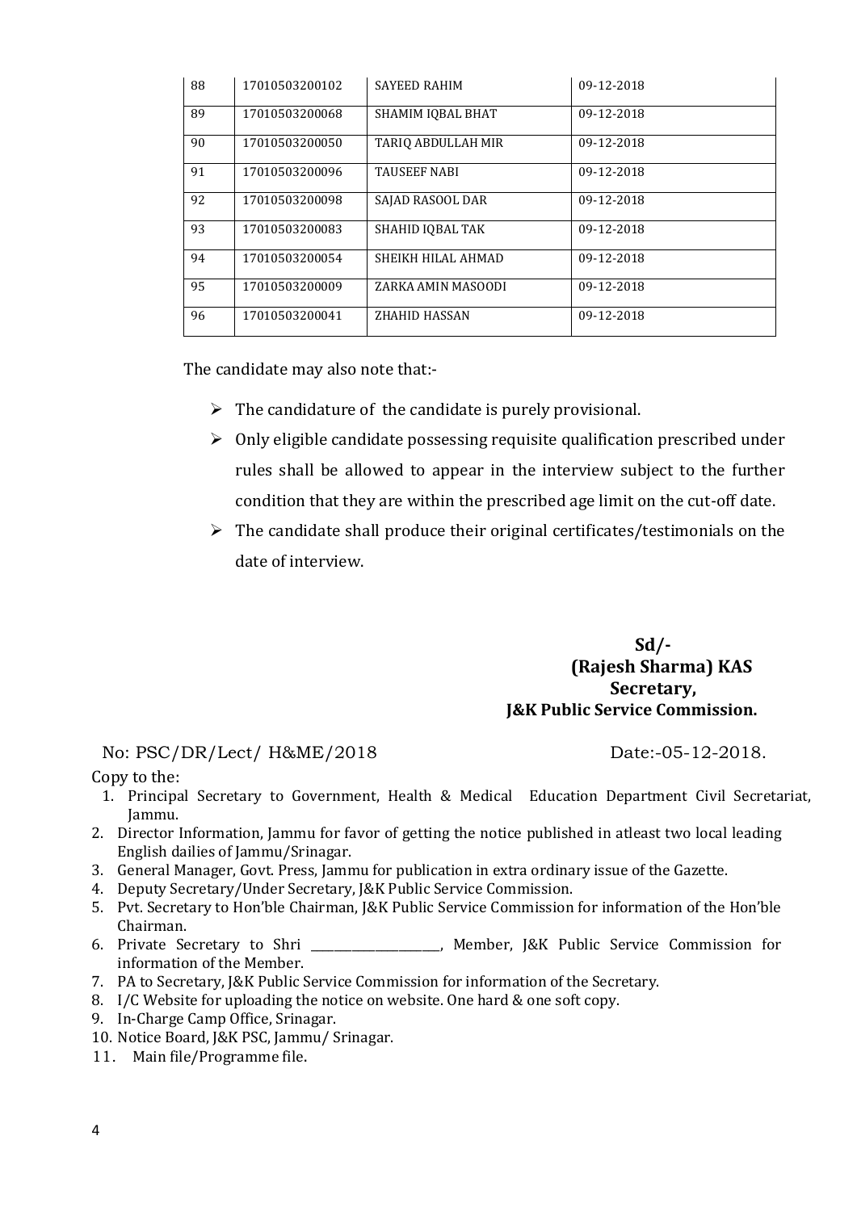| | | | |
|---|---|---|---|
| 88 | 17010503200102 | SAYEED RAHIM | 09-12-2018 |
| 89 | 17010503200068 | SHAMIM IQBAL BHAT | 09-12-2018 |
| 90 | 17010503200050 | TARIQ ABDULLAH MIR | 09-12-2018 |
| 91 | 17010503200096 | TAUSEEF NABI | 09-12-2018 |
| 92 | 17010503200098 | SAJAD RASOOL DAR | 09-12-2018 |
| 93 | 17010503200083 | SHAHID IQBAL TAK | 09-12-2018 |
| 94 | 17010503200054 | SHEIKH HILAL AHMAD | 09-12-2018 |
| 95 | 17010503200009 | ZARKA AMIN MASOODI | 09-12-2018 |
| 96 | 17010503200041 | ZHAHID HASSAN | 09-12-2018 |

The candidate may also note that:-

- The candidature of the candidate is purely provisional.
- Only eligible candidate possessing requisite qualification prescribed under rules shall be allowed to appear in the interview subject to the further condition that they are within the prescribed age limit on the cut-off date.
- The candidate shall produce their original certificates/testimonials on the date of interview.

**Sd/-**
**(Rajesh Sharma) KAS**
**Secretary,**
**J&K Public Service Commission.**

No: PSC/DR/Lect/ H&ME/2018 Date:-05-12-2018.

Copy to the:

1. Principal Secretary to Government, Health & Medical Education Department Civil Secretariat, Jammu.
2. Director Information, Jammu for favor of getting the notice published in atleast two local leading English dailies of Jammu/Srinagar.
3. General Manager, Govt. Press, Jammu for publication in extra ordinary issue of the Gazette.
4. Deputy Secretary/Under Secretary, J&K Public Service Commission.
5. Pvt. Secretary to Hon'ble Chairman, J&K Public Service Commission for information of the Hon'ble Chairman.
6. Private Secretary to Shri ____________________, Member, J&K Public Service Commission for information of the Member.
7. PA to Secretary, J&K Public Service Commission for information of the Secretary.
8. I/C Website for uploading the notice on website. One hard & one soft copy.
9. In-Charge Camp Office, Srinagar.
10. Notice Board, J&K PSC, Jammu/ Srinagar.
11. Main file/Programme file.